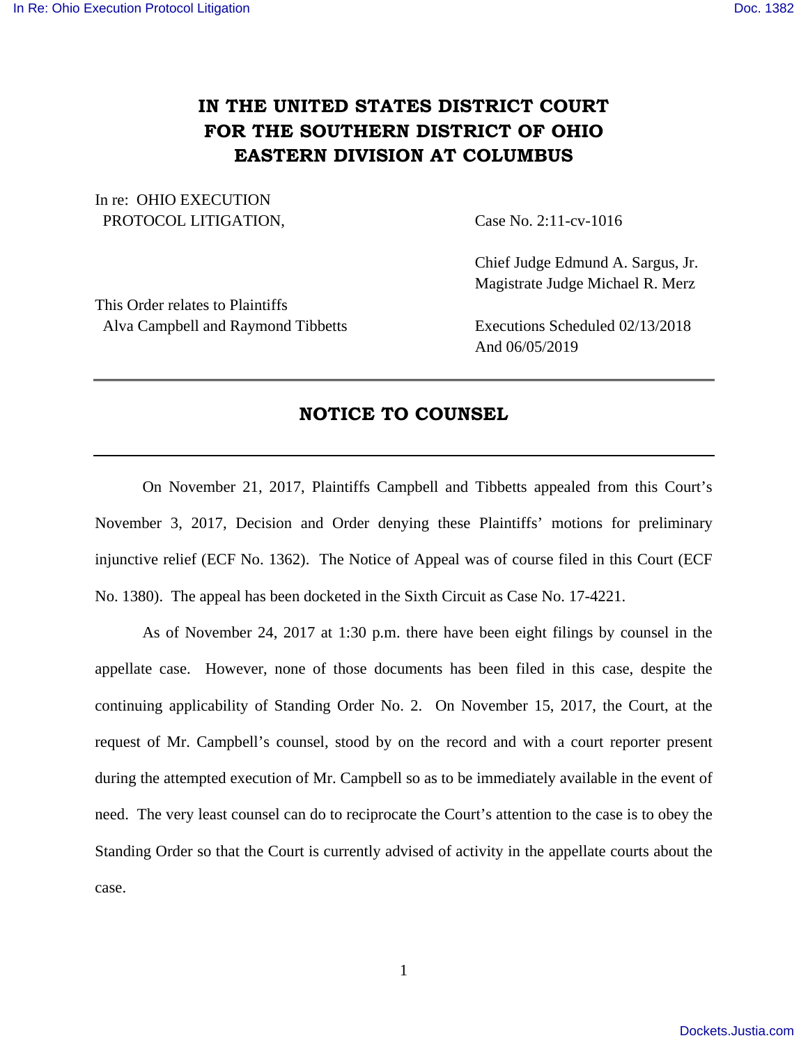# IN THE UNITED STATES DISTRICT COURT FOR THE SOUTHERN DISTRICT OF OHIO EASTERN DIVISION AT COLUMBUS

In re: OHIO EXECUTION
PROTOCOL LITIGATION,

Case No. 2:11-cv-1016

Chief Judge Edmund A. Sargus, Jr.
Magistrate Judge Michael R. Merz

This Order relates to Plaintiffs
Alva Campbell and Raymond Tibbetts

Executions Scheduled 02/13/2018
And 06/05/2019

---

## NOTICE TO COUNSEL

---

On November 21, 2017, Plaintiffs Campbell and Tibbetts appealed from this Court's November 3, 2017, Decision and Order denying these Plaintiffs' motions for preliminary injunctive relief (ECF No. 1362). The Notice of Appeal was of course filed in this Court (ECF No. 1380). The appeal has been docketed in the Sixth Circuit as Case No. 17-4221.

As of November 24, 2017 at 1:30 p.m. there have been eight filings by counsel in the appellate case. However, none of those documents has been filed in this case, despite the continuing applicability of Standing Order No. 2. On November 15, 2017, the Court, at the request of Mr. Campbell's counsel, stood by on the record and with a court reporter present during the attempted execution of Mr. Campbell so as to be immediately available in the event of need. The very least counsel can do to reciprocate the Court's attention to the case is to obey the Standing Order so that the Court is currently advised of activity in the appellate courts about the case.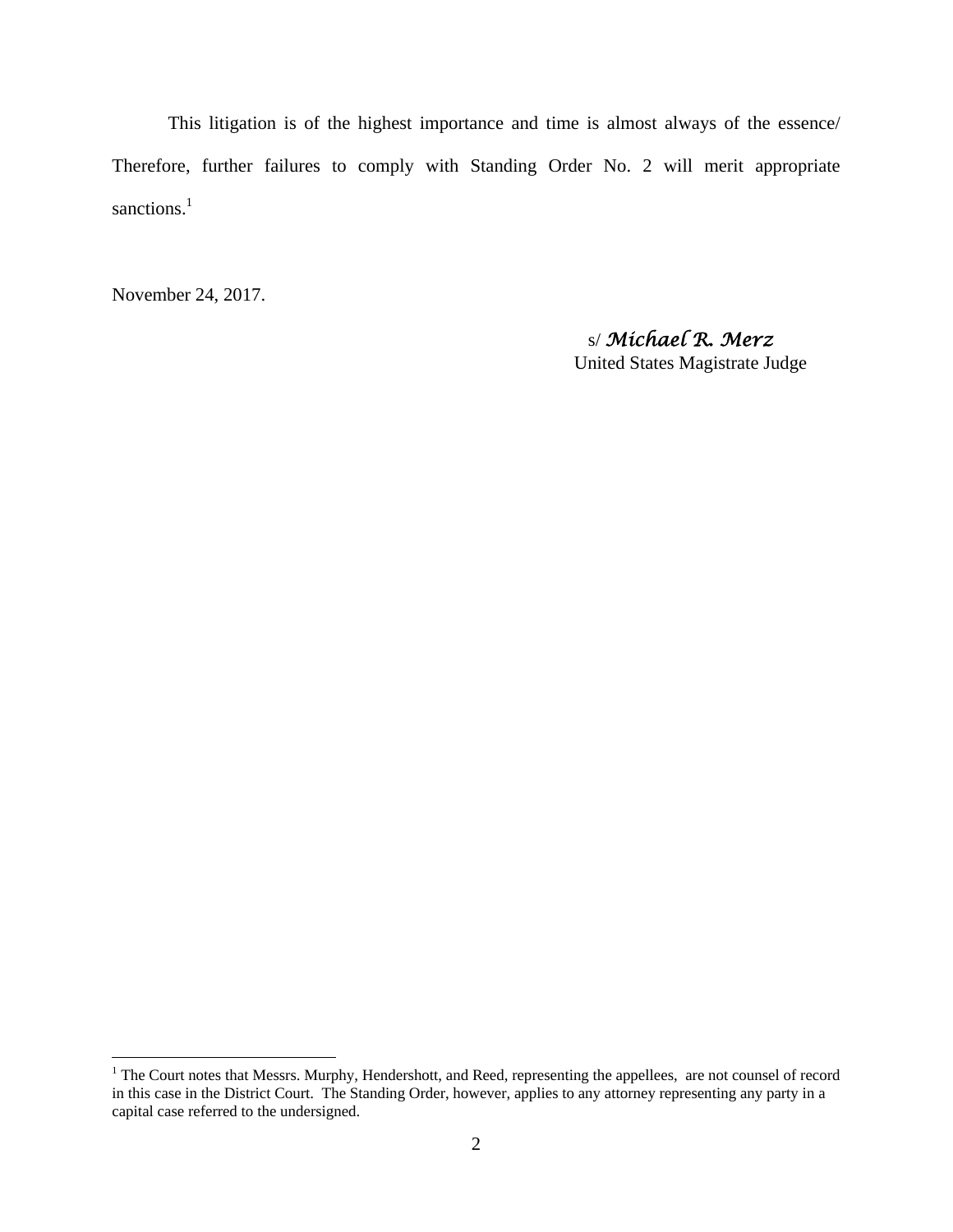This litigation is of the highest importance and time is almost always of the essence/ Therefore, further failures to comply with Standing Order No. 2 will merit appropriate sanctions.[1]

November 24, 2017.

s/ *Michael R. Merz*
United States Magistrate Judge

---

[1] The Court notes that Messrs. Murphy, Hendershott, and Reed, representing the appellees, are not counsel of record in this case in the District Court. The Standing Order, however, applies to any attorney representing any party in a capital case referred to the undersigned.